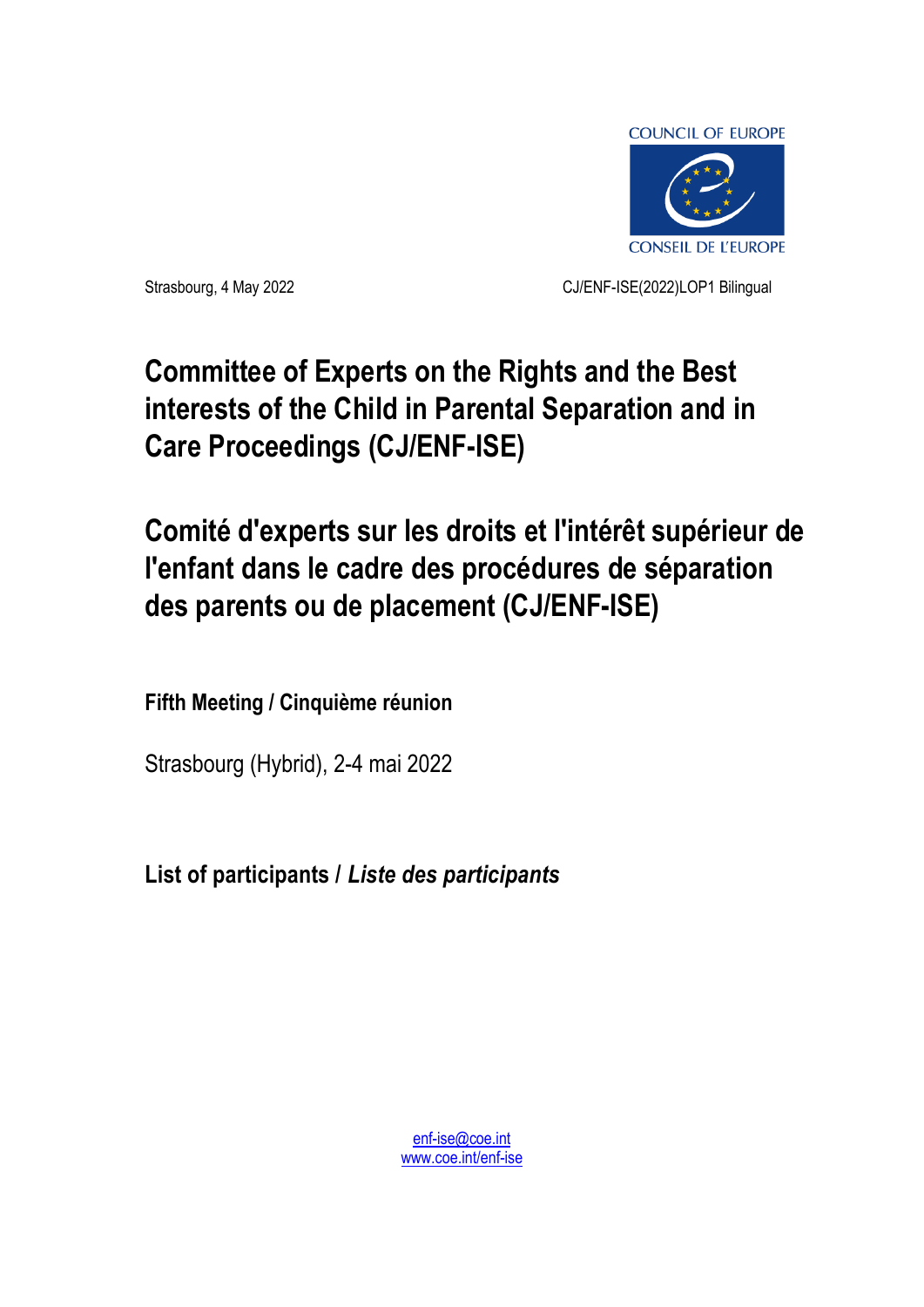COUNCIL OF EUROPE

CONSEIL DE L'EUROPE

Strasbourg, 4 May 2022

CJ/ENF-ISE(2022)LOP1 Bilingual

# Committee of Experts on the Rights and the Best interests of the Child in Parental Separation and in Care Proceedings (CJ/ENF-ISE)

# Comité d'experts sur les droits et l'intérêt supérieur de l'enfant dans le cadre des procédures de séparation des parents ou de placement (CJ/ENF-ISE)

**Fifth Meeting / Cinquième réunion**

Strasbourg (Hybrid), 2-4 mai 2022

## List of participants / *Liste des participants*

enf-ise@coe.int
www.coe.int/enf-ise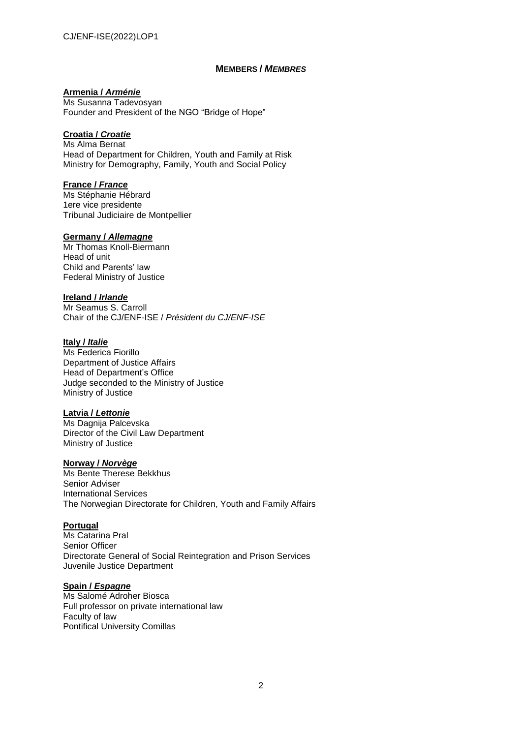## **MEMBERS / *MEMBRES***

**Armenia / *Arménie***
Ms Susanna Tadevosyan
Founder and President of the NGO "Bridge of Hope"

**Croatia / *Croatie***
Ms Alma Bernat
Head of Department for Children, Youth and Family at Risk
Ministry for Demography, Family, Youth and Social Policy

**France / *France***
Ms Stéphanie Hébrard
1ere vice presidente
Tribunal Judiciaire de Montpellier

**Germany / *Allemagne***
Mr Thomas Knoll-Biermann
Head of unit
Child and Parents' law
Federal Ministry of Justice

**Ireland / *Irlande***
Mr Seamus S. Carroll
Chair of the CJ/ENF-ISE / *Président du CJ/ENF-ISE*

**Italy / *Italie***
Ms Federica Fiorillo
Department of Justice Affairs
Head of Department's Office
Judge seconded to the Ministry of Justice
Ministry of Justice

**Latvia / *Lettonie***
Ms Dagnija Palcevska
Director of the Civil Law Department
Ministry of Justice

**Norway / *Norvège***
Ms Bente Therese Bekkhus
Senior Adviser
International Services
The Norwegian Directorate for Children, Youth and Family Affairs

**Portugal**
Ms Catarina Pral
Senior Officer
Directorate General of Social Reintegration and Prison Services
Juvenile Justice Department

**Spain / *Espagne***
Ms Salomé Adroher Biosca
Full professor on private international law
Faculty of law
Pontifical University Comillas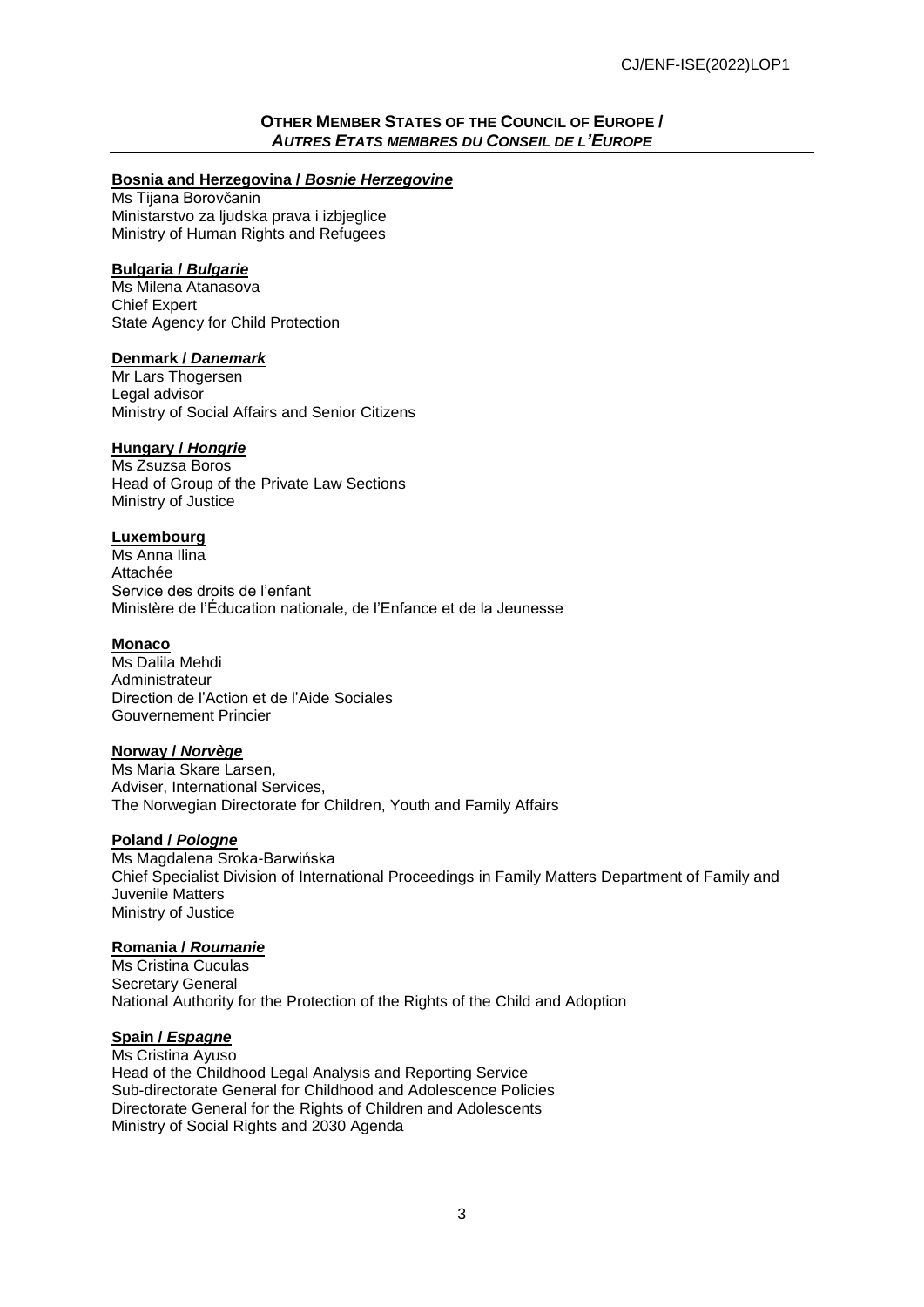## OTHER MEMBER STATES OF THE COUNCIL OF EUROPE / *AUTRES ETATS MEMBRES DU CONSEIL DE L'EUROPE*

**Bosnia and Herzegovina / *Bosnie Herzegovine***
Ms Tijana Borovčanin
Ministarstvo za ljudska prava i izbjeglice
Ministry of Human Rights and Refugees

**Bulgaria / *Bulgarie***
Ms Milena Atanasova
Chief Expert
State Agency for Child Protection

**Denmark / *Danemark***
Mr Lars Thogersen
Legal advisor
Ministry of Social Affairs and Senior Citizens

**Hungary / *Hongrie***
Ms Zsuzsa Boros
Head of Group of the Private Law Sections
Ministry of Justice

**Luxembourg**
Ms Anna Ilina
Attachée
Service des droits de l'enfant
Ministère de l'Éducation nationale, de l'Enfance et de la Jeunesse

**Monaco**
Ms Dalila Mehdi
Administrateur
Direction de l'Action et de l'Aide Sociales
Gouvernement Princier

**Norway / *Norvège***
Ms Maria Skare Larsen,
Adviser, International Services,
The Norwegian Directorate for Children, Youth and Family Affairs

**Poland / *Pologne***
Ms Magdalena Sroka-Barwińska
Chief Specialist Division of International Proceedings in Family Matters Department of Family and Juvenile Matters
Ministry of Justice

**Romania / *Roumanie***
Ms Cristina Cuculas
Secretary General
National Authority for the Protection of the Rights of the Child and Adoption

**Spain / *Espagne***
Ms Cristina Ayuso
Head of the Childhood Legal Analysis and Reporting Service
Sub-directorate General for Childhood and Adolescence Policies
Directorate General for the Rights of Children and Adolescents
Ministry of Social Rights and 2030 Agenda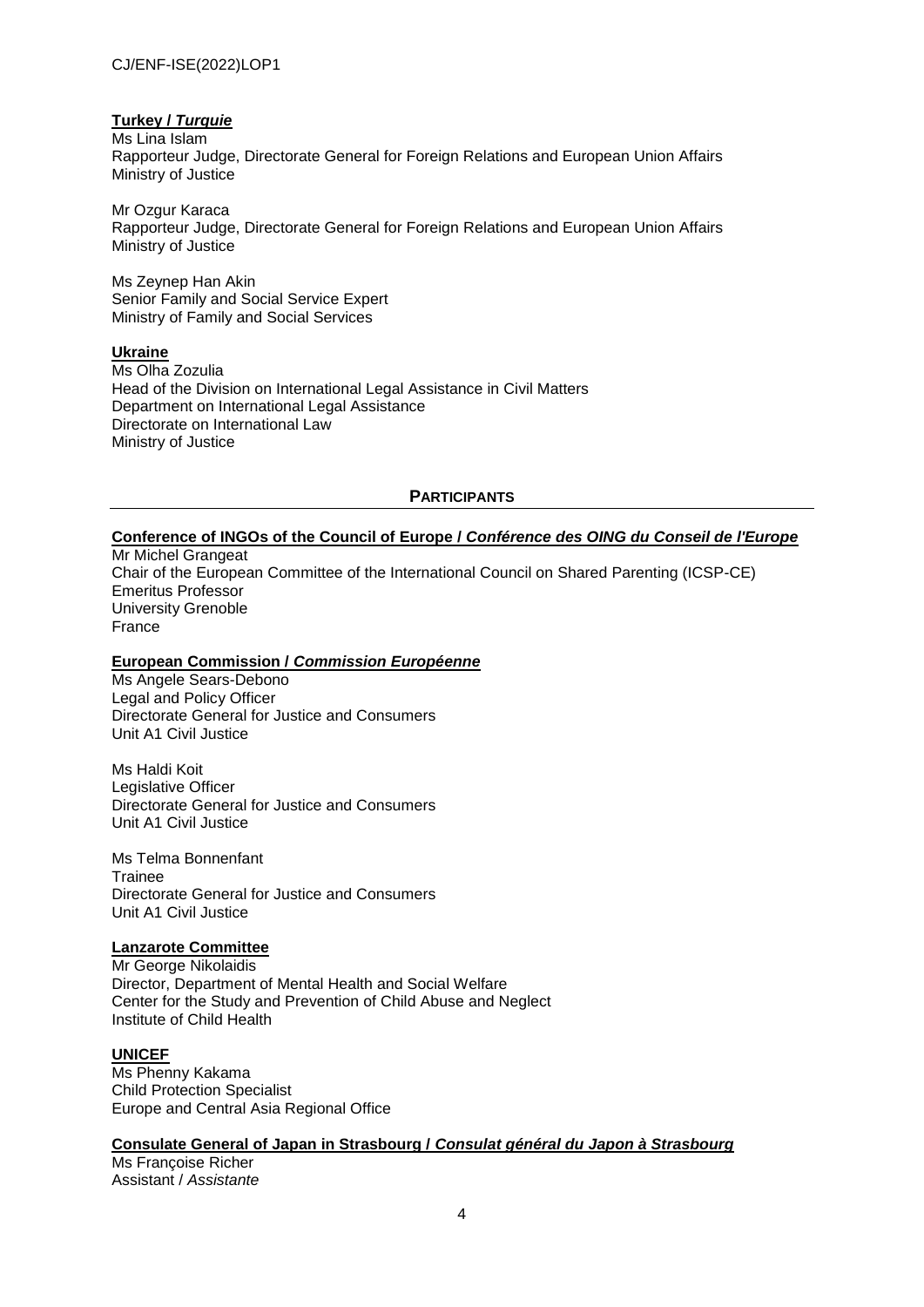**Turkey / *Turquie***

Ms Lina Islam
Rapporteur Judge, Directorate General for Foreign Relations and European Union Affairs
Ministry of Justice

Mr Ozgur Karaca
Rapporteur Judge, Directorate General for Foreign Relations and European Union Affairs
Ministry of Justice

Ms Zeynep Han Akin
Senior Family and Social Service Expert
Ministry of Family and Social Services

**Ukraine**

Ms Olha Zozulia
Head of the Division on International Legal Assistance in Civil Matters
Department on International Legal Assistance
Directorate on International Law
Ministry of Justice

## PARTICIPANTS

**Conference of INGOs of the Council of Europe / *Conférence des OING du Conseil de l'Europe***

Mr Michel Grangeat
Chair of the European Committee of the International Council on Shared Parenting (ICSP-CE)
Emeritus Professor
University Grenoble
France

**European Commission / *Commission Européenne***

Ms Angele Sears-Debono
Legal and Policy Officer
Directorate General for Justice and Consumers
Unit A1 Civil Justice

Ms Haldi Koit
Legislative Officer
Directorate General for Justice and Consumers
Unit A1 Civil Justice

Ms Telma Bonnenfant
Trainee
Directorate General for Justice and Consumers
Unit A1 Civil Justice

**Lanzarote Committee**

Mr George Nikolaidis
Director, Department of Mental Health and Social Welfare
Center for the Study and Prevention of Child Abuse and Neglect
Institute of Child Health

**UNICEF**

Ms Phenny Kakama
Child Protection Specialist
Europe and Central Asia Regional Office

**Consulate General of Japan in Strasbourg / *Consulat général du Japon à Strasbourg***

Ms Françoise Richer
Assistant / *Assistante*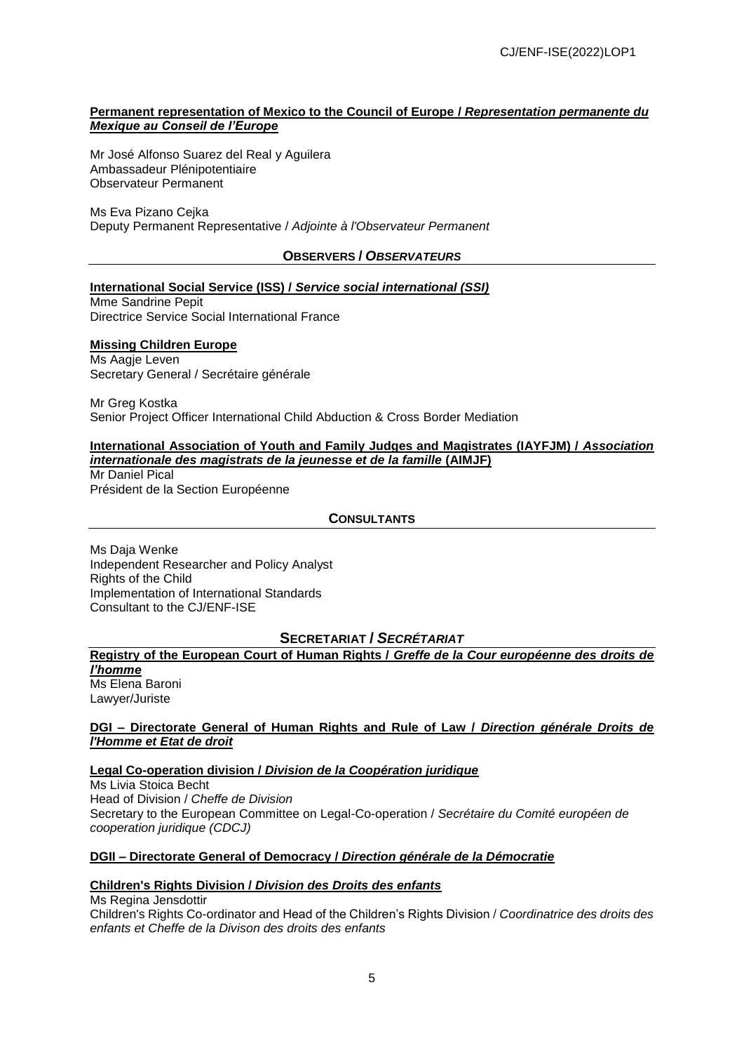**Permanent representation of Mexico to the Council of Europe / *Representation permanente du Mexique au Conseil de l'Europe***

Mr José Alfonso Suarez del Real y Aguilera
Ambassadeur Plénipotentiaire
Observateur Permanent

Ms Eva Pizano Cejka
Deputy Permanent Representative / *Adjointe à l'Observateur Permanent*

## OBSERVERS / *OBSERVATEURS*

**International Social Service (ISS) / *Service social international (SSI)***
Mme Sandrine Pepit
Directrice Service Social International France

**Missing Children Europe**
Ms Aagje Leven
Secretary General / Secrétaire générale

Mr Greg Kostka
Senior Project Officer International Child Abduction & Cross Border Mediation

**International Association of Youth and Family Judges and Magistrates (IAYFJM) / *Association internationale des magistrats de la jeunesse et de la famille* (AIMJF)**
Mr Daniel Pical
Président de la Section Européenne

## CONSULTANTS

Ms Daja Wenke
Independent Researcher and Policy Analyst
Rights of the Child
Implementation of International Standards
Consultant to the CJ/ENF-ISE

## SECRETARIAT / *SECRÉTARIAT*

**Registry of the European Court of Human Rights / *Greffe de la Cour européenne des droits de l'homme***
Ms Elena Baroni
Lawyer/Juriste

**DGI – Directorate General of Human Rights and Rule of Law / *Direction générale Droits de l'Homme et Etat de droit***

**Legal Co-operation division / *Division de la Coopération juridique***
Ms Livia Stoica Becht
Head of Division / *Cheffe de Division*
Secretary to the European Committee on Legal-Co-operation / *Secrétaire du Comité européen de cooperation juridique (CDCJ)*

**DGII – Directorate General of Democracy / *Direction générale de la Démocratie***

**Children's Rights Division / *Division des Droits des enfants***
Ms Regina Jensdottir
Children's Rights Co-ordinator and Head of the Children's Rights Division / *Coordinatrice des droits des enfants et Cheffe de la Divison des droits des enfants*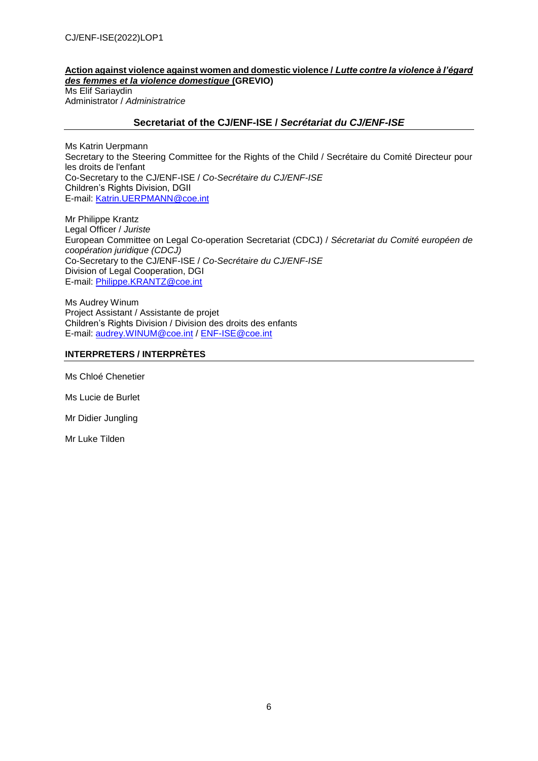**Action against violence against women and domestic violence / *Lutte contre la violence à l'égard des femmes et la violence domestique* (GREVIO)**
Ms Elif Sariaydin
Administrator / *Administratrice*

## Secretariat of the CJ/ENF-ISE / *Secrétariat du CJ/ENF-ISE*

Ms Katrin Uerpmann
Secretary to the Steering Committee for the Rights of the Child / Secrétaire du Comité Directeur pour les droits de l'enfant
Co-Secretary to the CJ/ENF-ISE / *Co-Secrétaire du CJ/ENF-ISE*
Children's Rights Division, DGII
E-mail: Katrin.UERPMANN@coe.int

Mr Philippe Krantz
Legal Officer / *Juriste*
European Committee on Legal Co-operation Secretariat (CDCJ) / *Sécretariat du Comité européen de coopération juridique (CDCJ)*
Co-Secretary to the CJ/ENF-ISE / *Co-Secrétaire du CJ/ENF-ISE*
Division of Legal Cooperation, DGI
E-mail: Philippe.KRANTZ@coe.int

Ms Audrey Winum
Project Assistant / Assistante de projet
Children's Rights Division / Division des droits des enfants
E-mail: audrey.WINUM@coe.int / ENF-ISE@coe.int

## INTERPRETERS / INTERPRÈTES

Ms Chloé Chenetier

Ms Lucie de Burlet

Mr Didier Jungling

Mr Luke Tilden